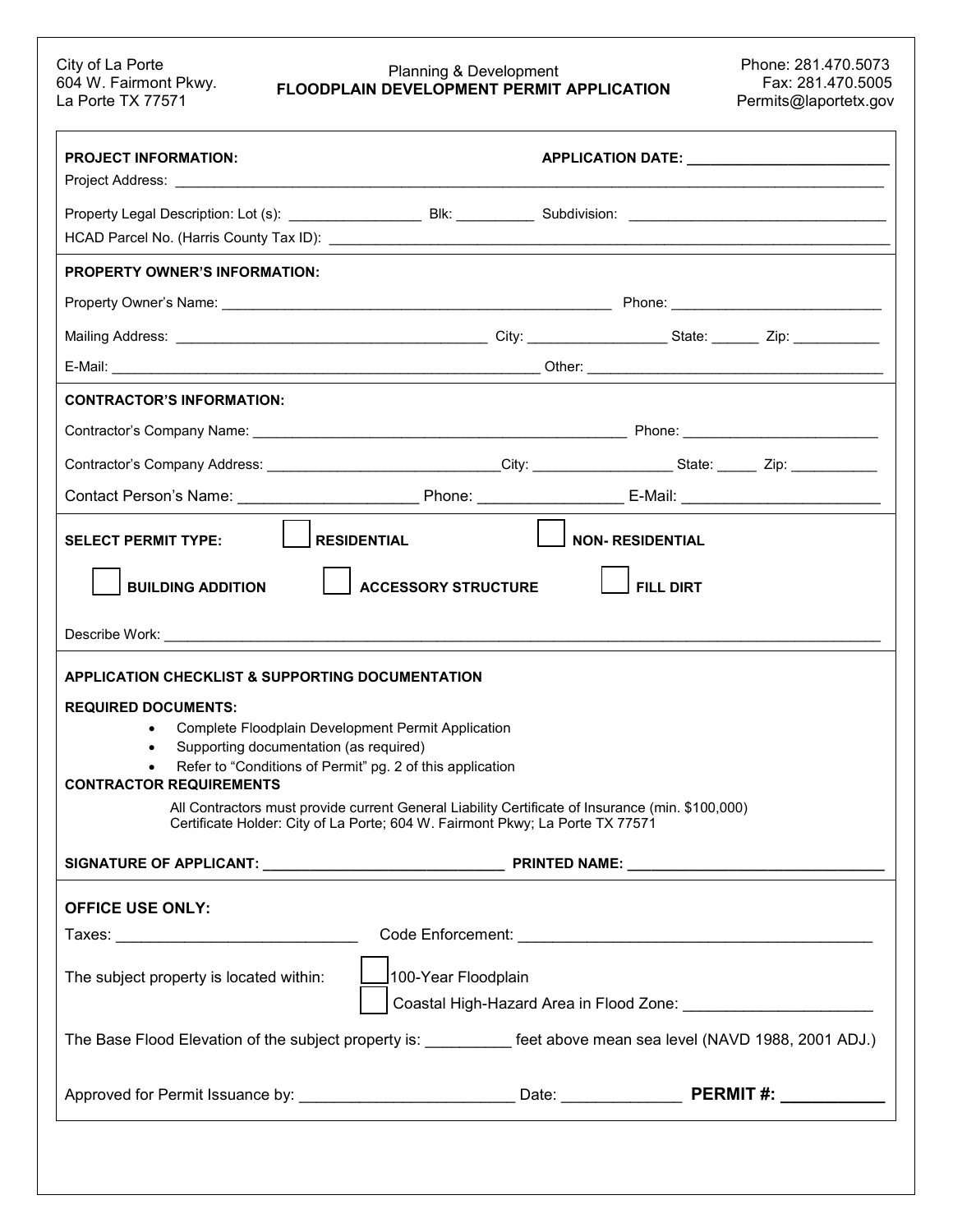City of La Porte
604 W. Fairmont Pkwy.
La Porte TX 77571

Planning & Development
**FLOODPLAIN DEVELOPMENT PERMIT APPLICATION**

Phone: 281.470.5073
Fax: 281.470.5005
Permits@laportetx.gov

**PROJECT INFORMATION:** **APPLICATION DATE:** ________________________

Project Address: ______________________________________________________________

Property Legal Description: Lot (s): ________________ Blk: __________ Subdivision: ________________________________

HCAD Parcel No. (Harris County Tax ID): ______________________________________________________________

**PROPERTY OWNER'S INFORMATION:**

Property Owner's Name: ______________________________________________ Phone: ___________________________

Mailing Address: ________________________________________ City: _________________ State: ______ Zip: ___________

E-Mail: ________________________________________________________ Other: ______________________________________

**CONTRACTOR'S INFORMATION:**

Contractor's Company Name: ________________________________________________ Phone: _________________________

Contractor's Company Address: ______________________________City: _________________ State: _____ Zip: ___________

Contact Person's Name: _____________________ Phone: ________________ E-Mail: _______________________

**SELECT PERMIT TYPE:** ☐ **RESIDENTIAL** ☐ **NON- RESIDENTIAL**

☐ **BUILDING ADDITION** ☐ **ACCESSORY STRUCTURE** ☐ **FILL DIRT**

Describe Work: ______________________________________________________________________________________

**APPLICATION CHECKLIST & SUPPORTING DOCUMENTATION**

**REQUIRED DOCUMENTS:**

- Complete Floodplain Development Permit Application
- Supporting documentation (as required)
- Refer to "Conditions of Permit" pg. 2 of this application

**CONTRACTOR REQUIREMENTS**

All Contractors must provide current General Liability Certificate of Insurance (min. $100,000)
Certificate Holder: City of La Porte; 604 W. Fairmont Pkwy; La Porte TX 77571

**SIGNATURE OF APPLICANT:** ______________________________ **PRINTED NAME:** _______________________________

**OFFICE USE ONLY:**

Taxes: ____________________________ Code Enforcement: __________________________________________

The subject property is located within: ☐ 100-Year Floodplain
☐ Coastal High-Hazard Area in Flood Zone: ______________________

The Base Flood Elevation of the subject property is: __________ feet above mean sea level (NAVD 1988, 2001 ADJ.)

Approved for Permit Issuance by: ________________________ Date: _____________ **PERMIT #: ___________**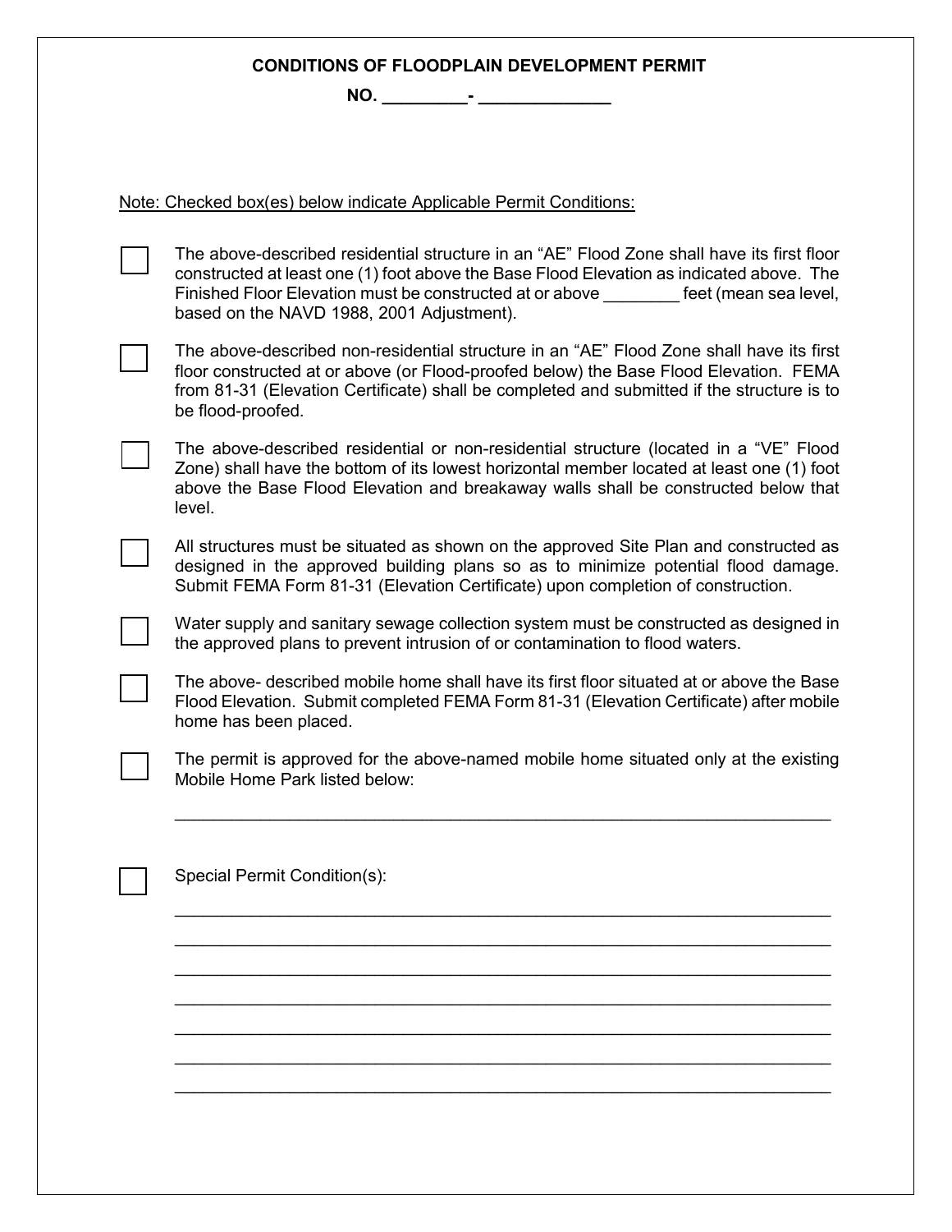**CONDITIONS OF FLOODPLAIN DEVELOPMENT PERMIT**

**NO. _________- _____________**

Note: Checked box(es) below indicate Applicable Permit Conditions:

☐ The above-described residential structure in an "AE" Flood Zone shall have its first floor constructed at least one (1) foot above the Base Flood Elevation as indicated above. The Finished Floor Elevation must be constructed at or above ________ feet (mean sea level, based on the NAVD 1988, 2001 Adjustment).

☐ The above-described non-residential structure in an "AE" Flood Zone shall have its first floor constructed at or above (or Flood-proofed below) the Base Flood Elevation. FEMA from 81-31 (Elevation Certificate) shall be completed and submitted if the structure is to be flood-proofed.

☐ The above-described residential or non-residential structure (located in a "VE" Flood Zone) shall have the bottom of its lowest horizontal member located at least one (1) foot above the Base Flood Elevation and breakaway walls shall be constructed below that level.

☐ All structures must be situated as shown on the approved Site Plan and constructed as designed in the approved building plans so as to minimize potential flood damage. Submit FEMA Form 81-31 (Elevation Certificate) upon completion of construction.

☐ Water supply and sanitary sewage collection system must be constructed as designed in the approved plans to prevent intrusion of or contamination to flood waters.

☐ The above- described mobile home shall have its first floor situated at or above the Base Flood Elevation. Submit completed FEMA Form 81-31 (Elevation Certificate) after mobile home has been placed.

☐ The permit is approved for the above-named mobile home situated only at the existing Mobile Home Park listed below:

_____________________________________________________________________

☐ Special Permit Condition(s):

_____________________________________________________________________

_____________________________________________________________________

_____________________________________________________________________

_____________________________________________________________________

_____________________________________________________________________

_____________________________________________________________________

_____________________________________________________________________